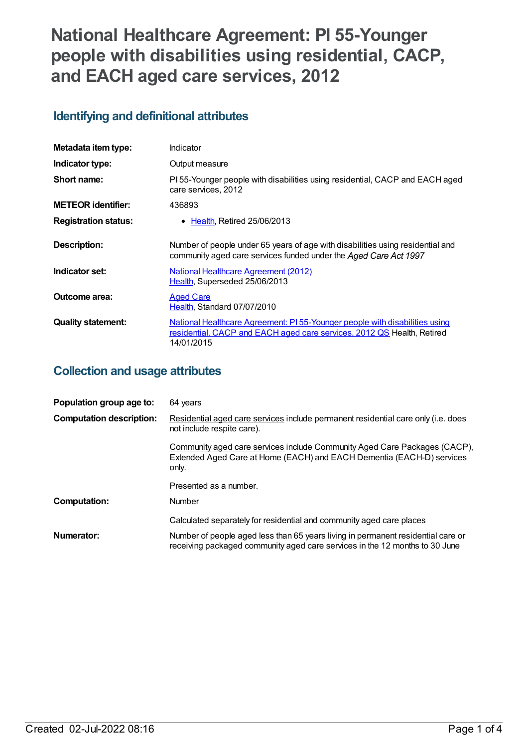# National Healthcare Agreement: PI 55-Younger people with disabilities using residential, CACP, and EACH aged care services, 2012

## Identifying and definitional attributes

| | |
|---|---|
| **Metadata item type:** | Indicator |
| **Indicator type:** | Output measure |
| **Short name:** | PI 55-Younger people with disabilities using residential, CACP and EACH aged care services, 2012 |
| **METEOR identifier:** | 436893 |
| **Registration status:** | • Health, Retired 25/06/2013 |
| **Description:** | Number of people under 65 years of age with disabilities using residential and community aged care services funded under the *Aged Care Act 1997* |
| **Indicator set:** | National Healthcare Agreement (2012) Health, Superseded 25/06/2013 |
| **Outcome area:** | Aged Care Health, Standard 07/07/2010 |
| **Quality statement:** | National Healthcare Agreement: PI 55-Younger people with disabilities using residential, CACP and EACH aged care services, 2012 QS Health, Retired 14/01/2015 |

## Collection and usage attributes

| | |
|---|---|
| **Population group age to:** | 64 years |
| **Computation description:** | Residential aged care services include permanent residential care only (i.e. does not include respite care).<br><br>Community aged care services include Community Aged Care Packages (CACP), Extended Aged Care at Home (EACH) and EACH Dementia (EACH-D) services only.<br><br>Presented as a number. |
| **Computation:** | Number<br><br>Calculated separately for residential and community aged care places |
| **Numerator:** | Number of people aged less than 65 years living in permanent residential care or receiving packaged community aged care services in the 12 months to 30 June |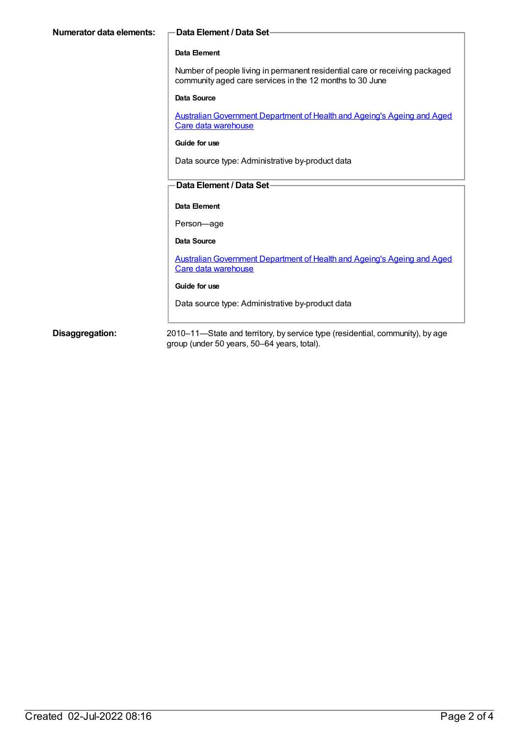**Numerator data elements:**

**Data Element / Data Set**

**Data Element**

Number of people living in permanent residential care or receiving packaged community aged care services in the 12 months to 30 June

**Data Source**

Australian Government Department of Health and Ageing's Ageing and Aged Care data warehouse

**Guide for use**

Data source type: Administrative by-product data

**Data Element / Data Set**

**Data Element**

Person—age

**Data Source**

Australian Government Department of Health and Ageing's Ageing and Aged Care data warehouse

**Guide for use**

Data source type: Administrative by-product data

**Disaggregation:**

2010–11—State and territory, by service type (residential, community), by age group (under 50 years, 50–64 years, total).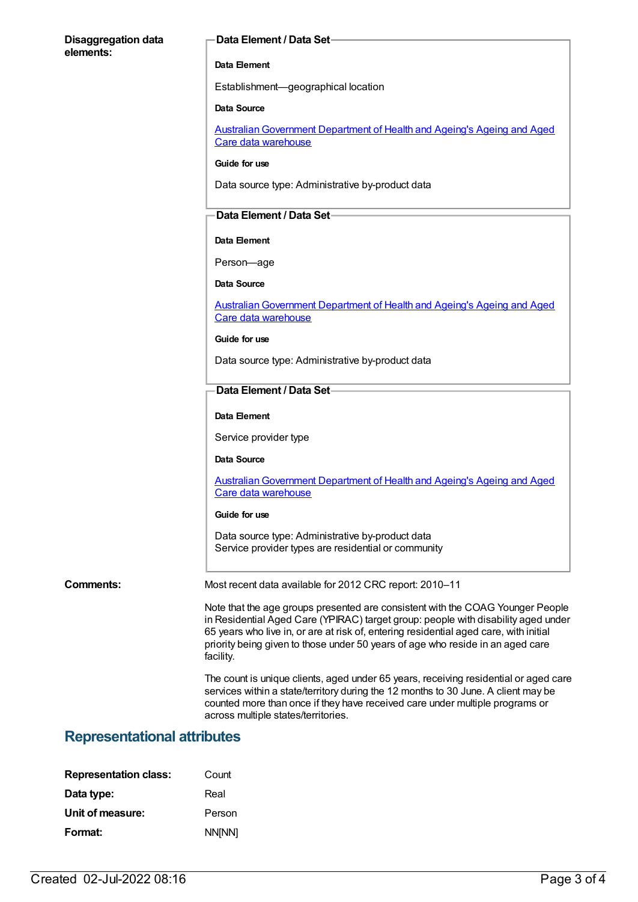**Disaggregation data elements:**

**Data Element / Data Set**

**Data Element**

Establishment—geographical location

**Data Source**

[Australian Government Department of Health and Ageing's Ageing and Aged Care data warehouse]

**Guide for use**

Data source type: Administrative by-product data

**Data Element / Data Set**

**Data Element**

Person—age

**Data Source**

[Australian Government Department of Health and Ageing's Ageing and Aged Care data warehouse]

**Guide for use**

Data source type: Administrative by-product data

**Data Element / Data Set**

**Data Element**

Service provider type

**Data Source**

[Australian Government Department of Health and Ageing's Ageing and Aged Care data warehouse]

**Guide for use**

Data source type: Administrative by-product data
Service provider types are residential or community

**Comments:**

Most recent data available for 2012 CRC report: 2010–11

Note that the age groups presented are consistent with the COAG Younger People in Residential Aged Care (YPIRAC) target group: people with disability aged under 65 years who live in, or are at risk of, entering residential aged care, with initial priority being given to those under 50 years of age who reside in an aged care facility.

The count is unique clients, aged under 65 years, receiving residential or aged care services within a state/territory during the 12 months to 30 June. A client may be counted more than once if they have received care under multiple programs or across multiple states/territories.

## Representational attributes

**Representation class:** Count

**Data type:** Real

**Unit of measure:** Person

**Format:** NN[NN]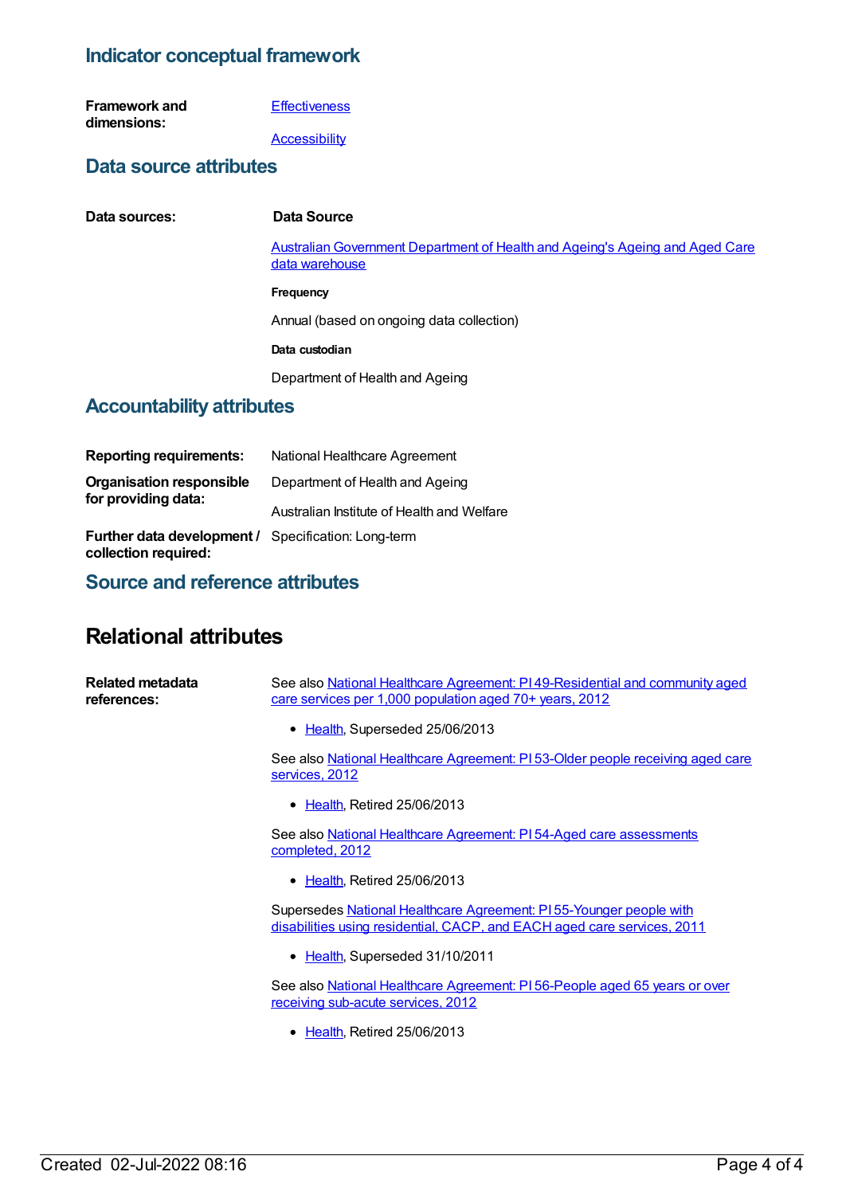## Indicator conceptual framework

**Framework and dimensions:**

Effectiveness

Accessibility

## Data source attributes

**Data sources:**

**Data Source**

Australian Government Department of Health and Ageing's Ageing and Aged Care data warehouse

**Frequency**

Annual (based on ongoing data collection)

**Data custodian**

Department of Health and Ageing

## Accountability attributes

**Reporting requirements:** National Healthcare Agreement

**Organisation responsible for providing data:** Department of Health and Ageing

Australian Institute of Health and Welfare

**Further data development / collection required:** Specification: Long-term

## Source and reference attributes

# Relational attributes

**Related metadata references:**

See also National Healthcare Agreement: PI 49-Residential and community aged care services per 1,000 population aged 70+ years, 2012

- Health, Superseded 25/06/2013

See also National Healthcare Agreement: PI 53-Older people receiving aged care services, 2012

- Health, Retired 25/06/2013

See also National Healthcare Agreement: PI 54-Aged care assessments completed, 2012

- Health, Retired 25/06/2013

Supersedes National Healthcare Agreement: PI 55-Younger people with disabilities using residential, CACP, and EACH aged care services, 2011

- Health, Superseded 31/10/2011

See also National Healthcare Agreement: PI 56-People aged 65 years or over receiving sub-acute services, 2012

- Health, Retired 25/06/2013